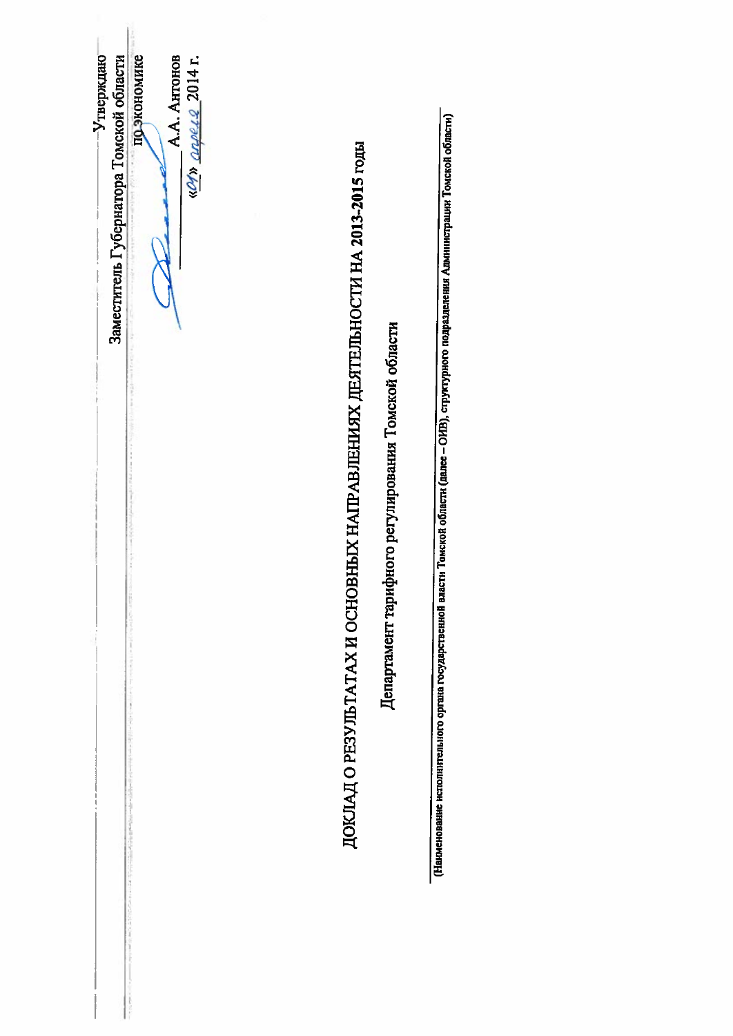Утверждаю

Заместитель Губернатора Томской области по экономике

_______________ А.А. Антонов

«01» апреля 2014 г.

# ДОКЛАД О РЕЗУЛЬТАТАХ И ОСНОВНЫХ НАПРАВЛЕНИЯХ ДЕЯТЕЛЬНОСТИ НА 2013-2015 годы

Департамент тарифного регулирования Томской области

(Наименование исполнительного органа государственной власти Томской области (далее – ОИВ), структурного подразделения Администрации Томской области)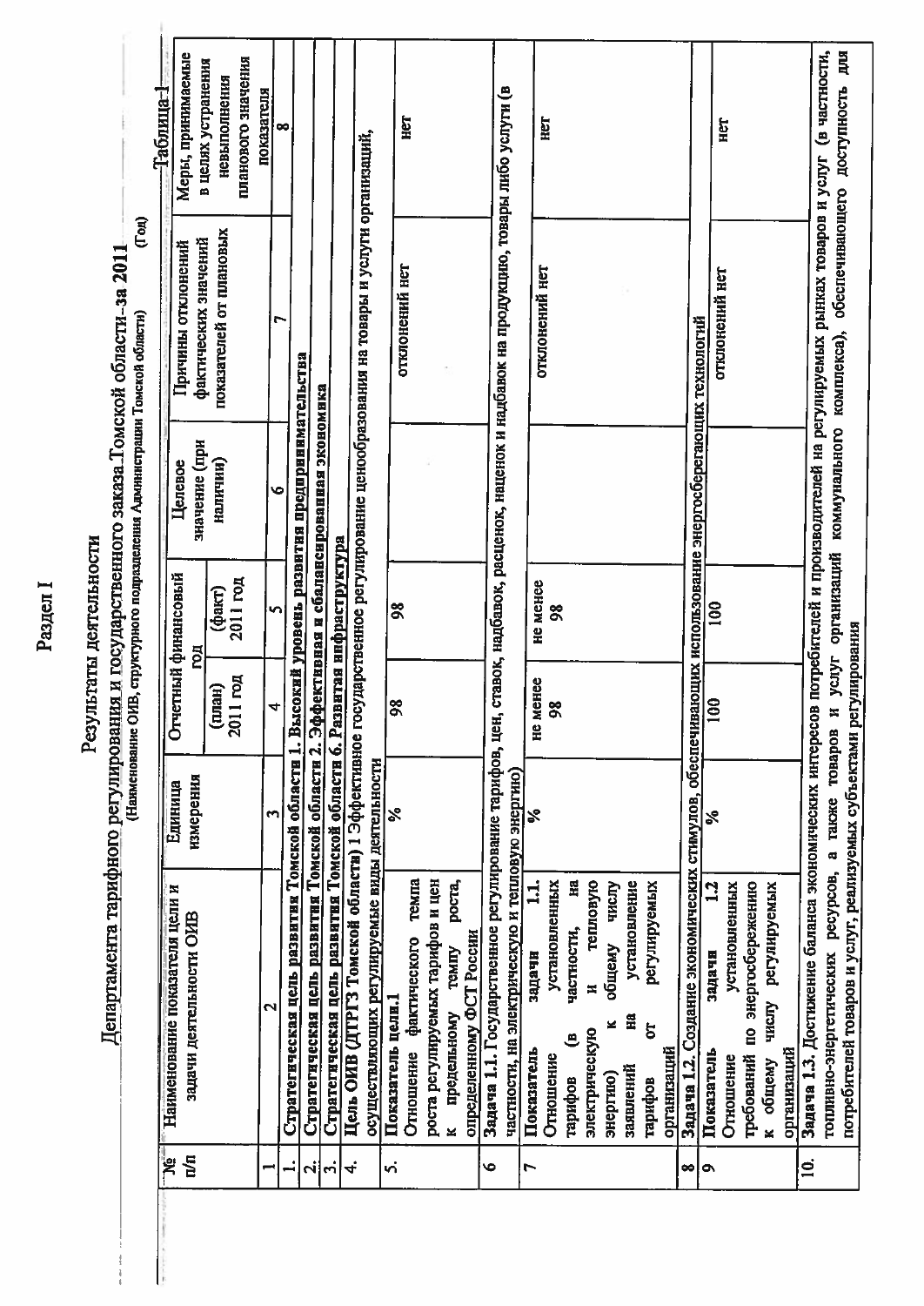Раздел I

Результаты деятельности

Департамента тарифного регулирования и государственного заказа Томской области за 2011

(Наименование ОИВ, структурного подразделения Администрации Томской области) (Год)

Таблица 1

| № п/п | Наименование показателя цели и задачи деятельности ОИВ | Единица измерения | Отчетный финансовый год | | Целевое значение (при наличии) | Причины отклонений фактических значений показателей от плановых | Меры, принимаемые в целях устранения невыполнения планового значения показателя |
|---|---|---|---|---|---|---|---|
| | | | (план) 2011 год | (факт) 2011 год | | | |
| 1 | 2 | 3 | 4 | 5 | 6 | 7 | 8 |
| 1. | Стратегическая цель развития Томской области 1. Высокий уровень развития предпринимательства | | | | | | |
| 2. | Стратегическая цель развития Томской области 2. Эффективная и сбалансированная экономика | | | | | | |
| 3. | Стратегическая цель развития Томской области 6. Развитая инфраструктура | | | | | | |
| 4. | Цель ОИВ (ДТРГЗ Томской области) 1 Эффективное государственное регулирование ценообразования на товары и услуги организаций, осуществляющих регулируемые виды деятельности | | | | | | |
| 5. | Показатель цели.1 Отношение фактического темпа роста регулируемых тарифов и цен к предельному темпу роста, определенному ФСТ России | % | 98 | 98 | | отклонений нет | нет |
| 6 | Задача 1.1. Государственное регулирование тарифов, цен, ставок, надбавок, расценок, наценок и надбавок на продукцию, товары либо услуги (в частности, на электрическую и тепловую энергию) | | | | | | |
| 7 | Показатель задачи 1.1. Отношение установленных тарифов (в частности, на электрическую и тепловую энергию) к общему числу заявлений на установление тарифов от регулируемых организаций | % | не менее 98 | не менее 98 | | отклонений нет | нет |
| 8 | Задача 1.2. Создание экономических стимулов, обеспечивающих использование энергосберегающих технологий | | | | | | |
| 9 | Показатель задачи 1.2 Отношение установленных требований по энергосбережению к общему числу регулируемых организаций | % | 100 | 100 | | отклонений нет | нет |
| 10. | Задача 1.3. Достижение баланса экономических интересов потребителей и производителей на регулируемых рынках товаров и услуг (в частности, топливно-энергетических ресурсов, а также товаров и услуг организаций коммунального комплекса), обеспечивающего доступность для потребителей товаров и услуг, реализуемых субъектами регулирования | | | | | | |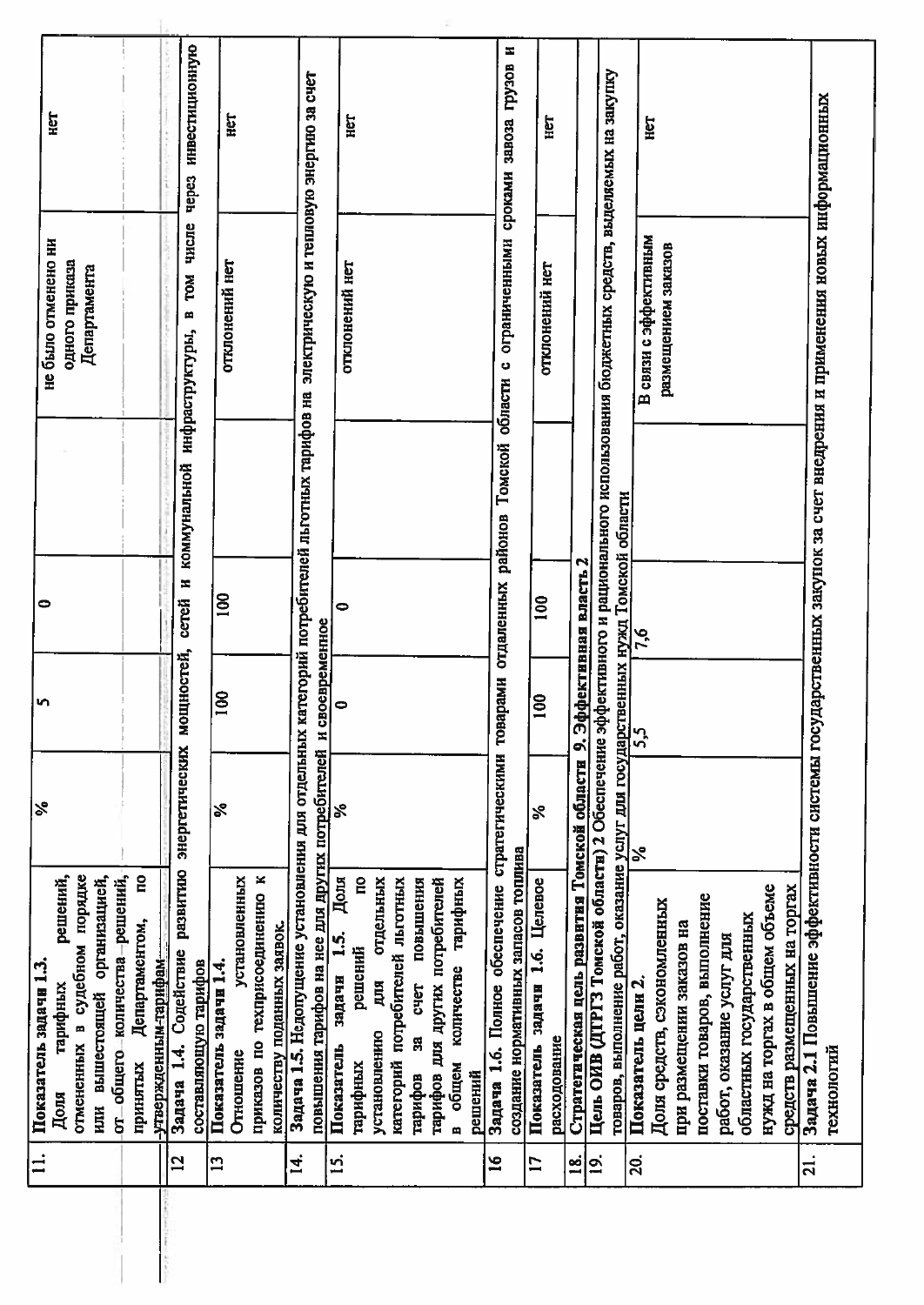| | | | | | | |
|---|---|---|---|---|---|---|
| 11. | **Показатель задачи 1.3.** Доля тарифных решений, отмененных в судебном порядке или вышестоящей организацией, от общего количества решений, принятых Департаментом, по утвержденным тарифам | % | 5 | 0 | не было отменено ни одного приказа Департамента | нет |
| 12 | **Задача 1.4.** Содействие развитию энергетических мощностей, сетей и коммунальной инфраструктуры, в том числе через инвестиционную составляющую тарифов | | | | | |
| 13 | **Показатель задачи 1.4.** Отношение установленных приказов по техприсоединению к количеству поданных заявок. | % | 100 | 100 | отклонений нет | нет |
| 14. | **Задача 1.5.** Недопущение установления для отдельных категорий потребителей льготных тарифов на электрическую и тепловую энергию за счет повышения тарифов на нее для других потребителей и своевременное | | | | | |
| 15. | **Показатель задачи 1.5.** Доля тарифных решений по установлению для отдельных категорий потребителей льготных тарифов за счет повышения тарифов для других потребителей в общем количестве тарифных решений | % | 0 | 0 | отклонений нет | нет |
| 16 | **Задача 1.6.** Полное обеспечение стратегическими товарами отдаленных районов Томской области с ограниченными сроками завоза грузов и создание нормативных запасов топлива | | | | | |
| 17 | **Показатель задачи 1.6.** Целевое расходование | % | 100 | 100 | отклонений нет | нет |
| 18. | **Стратегическая цель развития Томской области 9. Эффективная власть 2** | | | | | |
| 19. | **Цель ОИВ (ДТРГЗ Томской области) 2** Обеспечение эффективного и рационального использования бюджетных средств, выделяемых на закупку товаров, выполнение работ, оказание услуг для государственных нужд Томской области | | | | | |
| 20. | **Показатель цели 2.** Доля средств, сэкономленных при размещении заказов на поставки товаров, выполнение работ, оказание услуг для областных государственных нужд на торгах в общем объеме средств размещенных на торгах | % | 5,5 | 7,6 | В связи с эффективным размещением заказов | нет |
| 21. | **Задача 2.1** Повышение эффективности системы государственных закупок за счет внедрения и применения новых информационных технологий | | | | | |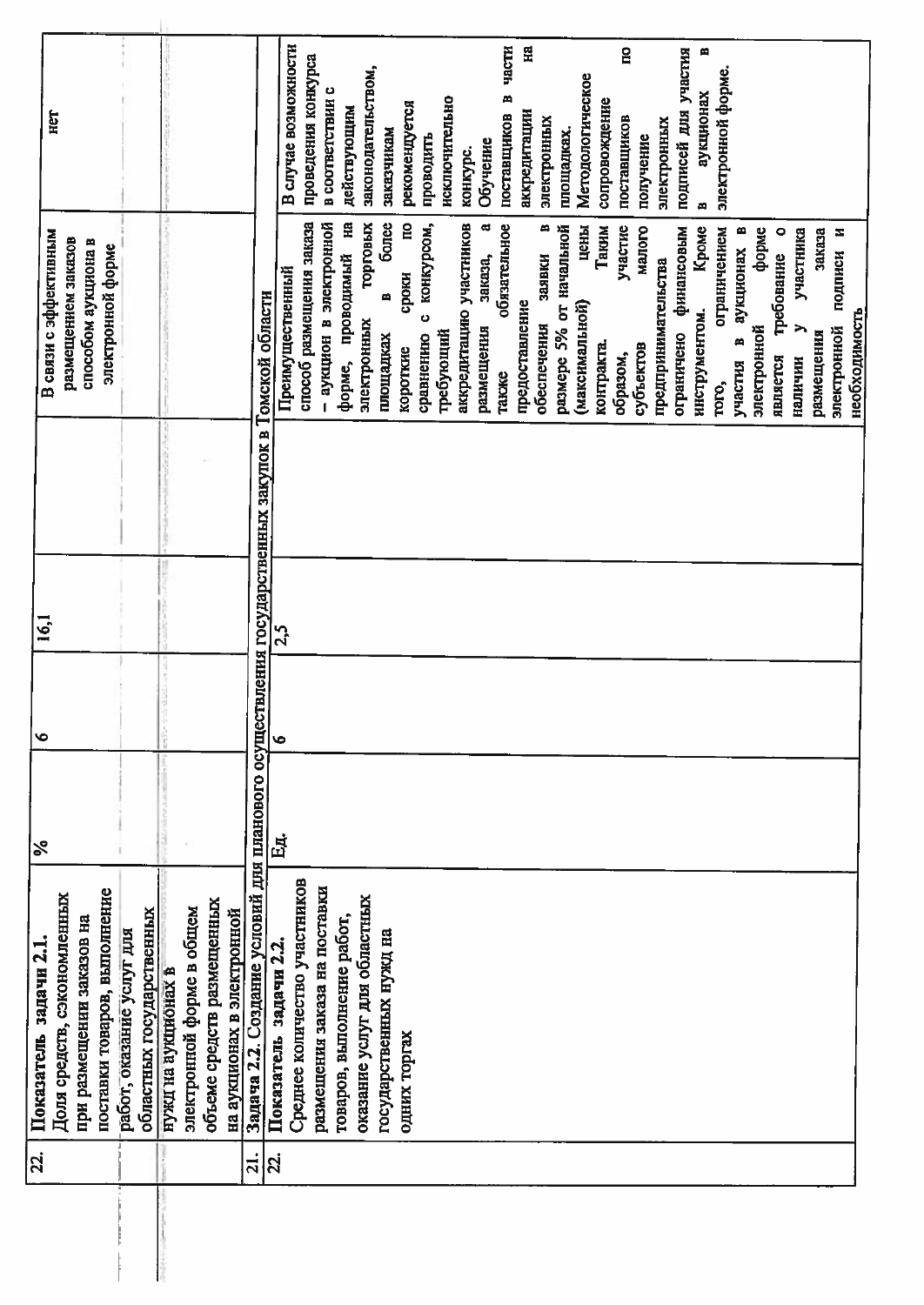| 22. | **Показатель задачи 2.1.** Доля средств, сэкономленных при размещении заказов на поставки товаров, выполнение работ, оказание услуг для областных государственных нужд на аукционах в электронной форме в общем объеме средств размещенных на аукционах в электронной | % | 6 | 16,1 | | | В связи с эффективным размещением заказов способом аукциона в электронной форме | нет |
|---|---|---|---|---|---|---|---|---|
| 21. | Задача 2.2. Создание условий для планового осуществления государственных закупок в Томской области | | | | | | | |
| 22. | **Показатель задачи 2.2.** Среднее количество участников размещения заказа на поставки товаров, выполнение работ, оказание услуг для областных государственных нужд на одних торгах | Ед. | 6 | 2,5 | | | Преимущественный способ размещения заказа – аукцион в электронной форме, проводимый на электронных торговых площадках в более короткие сроки по сравнению с конкурсом, требующий аккредитацию участников размещения заказа, а также обязательное предоставление обеспечения заявки в размере 5% от начальной (максимальной) цены контракта. Таким образом, участие субъектов малого предпринимательства ограничено финансовым инструментом. Кроме того, ограничением участия в аукционах в электронной форме является требование о наличии у участника размещения заказа электронной подписи и необходимость | В случае возможности проведения конкурса в соответствии с действующим законодательством, заказчикам рекомендуется проводить исключительно конкурс. Обучение поставщиков в части аккредитации на электронных площадках. Методологическое сопровождение поставщиков по получение электронных подписей для участия в аукционах в электронной форме. |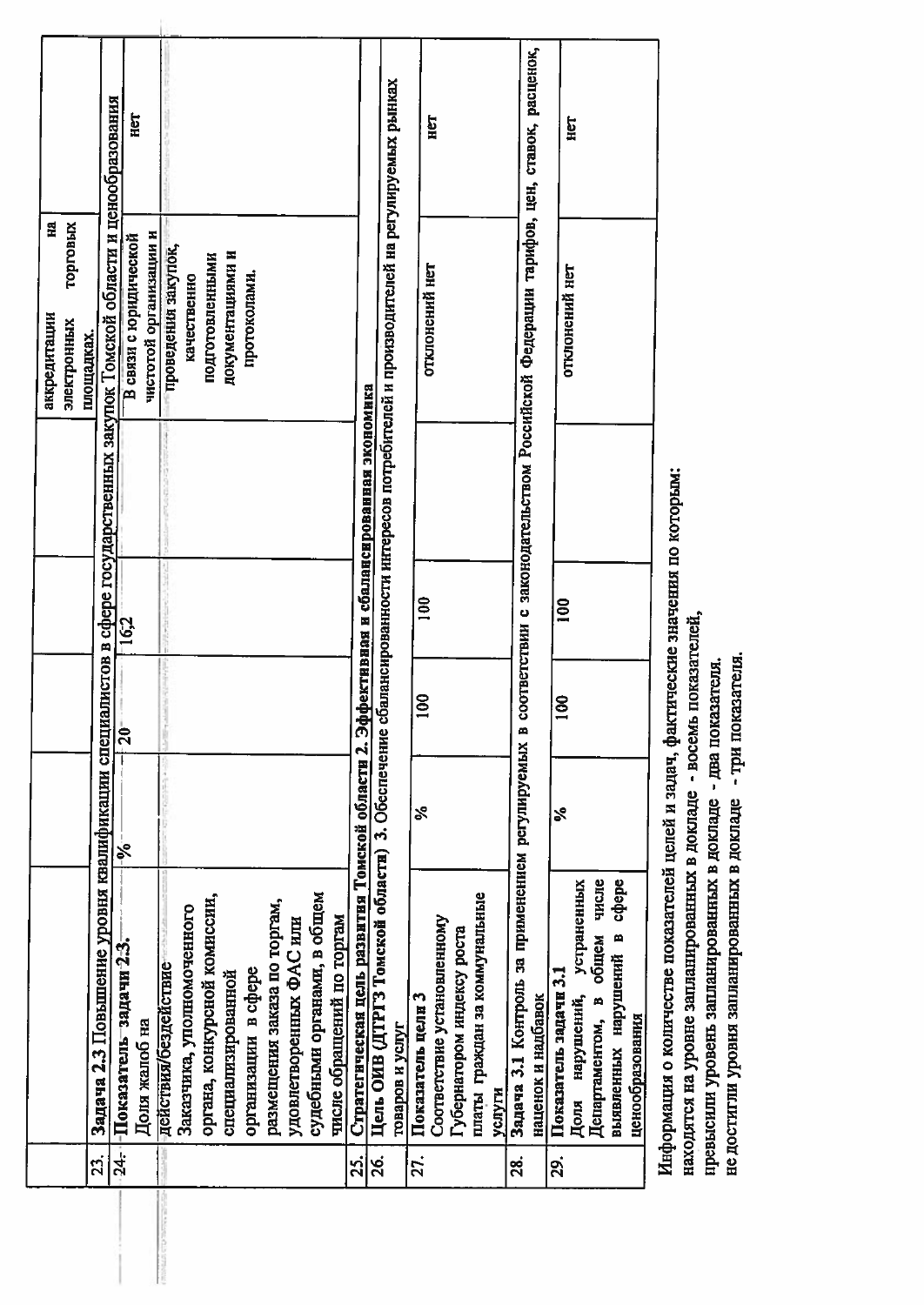| | | | | | | | |
|---|---|---|---|---|---|---|---|
| | | | | | | аккредитации на электронных торговых площадках. | |
| 23. | **Задача 2.3** Повышение уровня квалификации специалистов в сфере государственных закупок Томской области и ценообразования | | | | | | |
| 24. | **Показатель задачи 2.3.** Доля жалоб на действия/бездействие Заказчика, уполномоченного органа, конкурсной комиссии, специализированной организации в сфере размещения заказа по торгам, удовлетворенных ФАС или судебными органами, в общем числе обращений по торгам | % | 20 | 16,2 | | В связи с юридической чистотой организации и проведения закупок, качественно подготовленными документациями и протоколами. | нет |
| 25. | **Стратегическая цель развития Томской области 2. Эффективная и сбалансированная экономика** | | | | | | |
| 26. | **Цель ОИВ (ДТРГЗ Томской области) 3.** Обеспечение сбалансированности интересов потребителей и производителей на регулируемых рынках товаров и услуг | | | | | | |
| 27. | **Показатель цели 3** Соответствие установленному Губернатором индексу роста платы граждан за коммунальные услуги | % | 100 | 100 | | отклонений нет | нет |
| 28. | **Задача 3.1** Контроль за применением регулируемых в соответствии с законодательством Российской Федерации тарифов, цен, ставок, расценок, наценок и надбавок | | | | | | |
| 29. | **Показатель задачи 3.1** Доля нарушений, устраненных Департаментом, в общем числе выявленных нарушений в сфере ценообразования | % | 100 | 100 | | отклонений нет | нет |

Информация о количестве показателей целей и задач, фактические значения по которым:
находятся на уровне запланированных в докладе - восемь показателей,
превысили уровень запланированных в докладе - два показателя.
не достигли уровня запланированных в докладе - три показателя.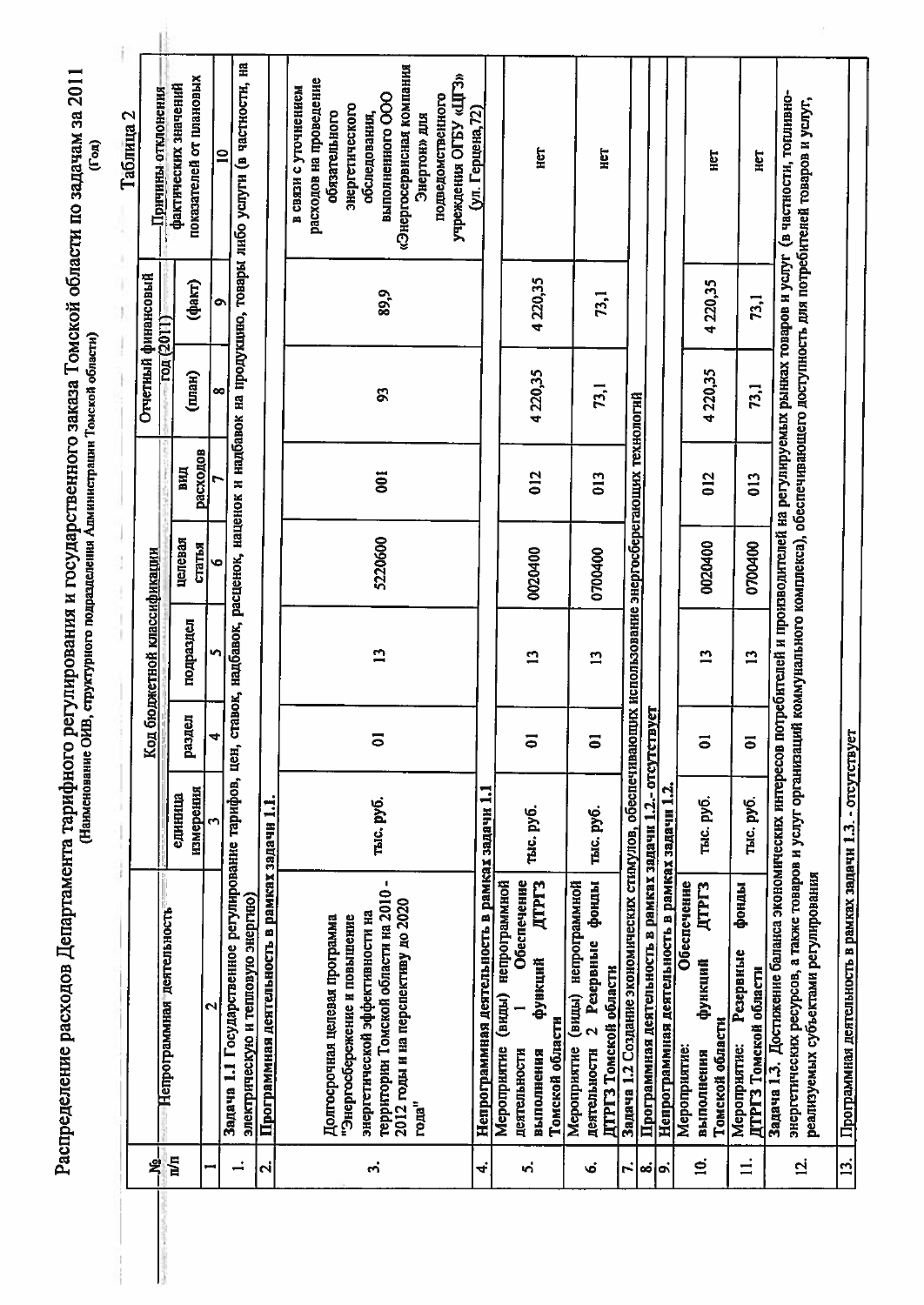# Распределение расходов Департамента тарифного регулирования и государственного заказа Томской области по задачам за 2011

(Год)

(Наименование ОИВ, структурного подразделения Администрации Томской области)

Таблица 2

| № п/п | Непрограммная деятельность | Код бюджетной классификации | | | | | | Отчетный финансовый год (2011) | | Причины отклонения фактических значений показателей от плановых |
|---|---|---|---|---|---|---|---|---|---|---|
| | | единица измерения | раздел | подраздел | целевая статья | вид расходов | | (план) | (факт) | |
| 1 | 2 | 3 | 4 | 5 | 6 | 7 | | 8 | 9 | 10 |
| 1. | Задача 1.1 Государственное регулирование тарифов, цен, ставок, надбавок, расценок, наценок и надбавок на продукцию, товары либо услуги (в частности, на электрическую и тепловую энергию) | | | | | | | | | |
| 2. | Программная деятельность в рамках задачи 1.1. | | | | | | | | | |
| 3. | Долгосрочная целевая программа "Энергосбережение и повышение энергетической эффективности на территории Томской области на 2010 - 2012 годы и на перспективу до 2020 года" | тыс. руб. | 01 | 13 | 5220600 | 001 | | 93 | 89,9 | в связи с уточнением расходов на проведение обязательного энергетического обследования, выполненного ООО «Энергосервисная компания Энертон» для подведомственного учреждения ОГБУ «ЦГЗ» (ул. Герцена,72) |
| 4. | Непрограммная деятельность в рамках задачи 1.1 | | | | | | | | | |
| 5. | Мероприятие (виды) непрограммной деятельности 1 Обеспечение выполнения функций ДТРГЗ Томской области | тыс. руб. | 01 | 13 | 0020400 | 012 | | 4 220,35 | 4 220,35 | нет |
| 6. | Мероприятие (виды) непрограммной деятельности 2 Резервные фонды ДТРГЗ Томской области | тыс. руб. | 01 | 13 | 0700400 | 013 | | 73,1 | 73,1 | нет |
| 7. | Задача 1.2 Создание экономических стимулов, обеспечивающих использование энергосберегающих технологий | | | | | | | | | |
| 8. | Программная деятельность в рамках задачи 1.2.- отсутствует | | | | | | | | | |
| 9. | Непрограммная деятельность в рамках задачи 1.2. | | | | | | | | | |
| 10. | Мероприятие: Обеспечение выполнения функций ДТРГЗ Томской области | тыс. руб. | 01 | 13 | 0020400 | 012 | | 4 220,35 | 4 220,35 | нет |
| 11. | Мероприятие: Резервные фонды ДТРГЗ Томской области | тыс. руб. | 01 | 13 | 0700400 | 013 | | 73,1 | 73,1 | нет |
| 12. | Задача 1.3. Достижение баланса экономических интересов потребителей и производителей на регулируемых рынках товаров и услуг (в частности, топливно-энергетических ресурсов, а также товаров и услуг организаций коммунального комплекса), обеспечивающего доступность для потребителей товаров и услуг, реализуемых субъектами регулирования | | | | | | | | | |
| 13. | Программная деятельность в рамках задачи 1.3. - отсутствует | | | | | | | | | |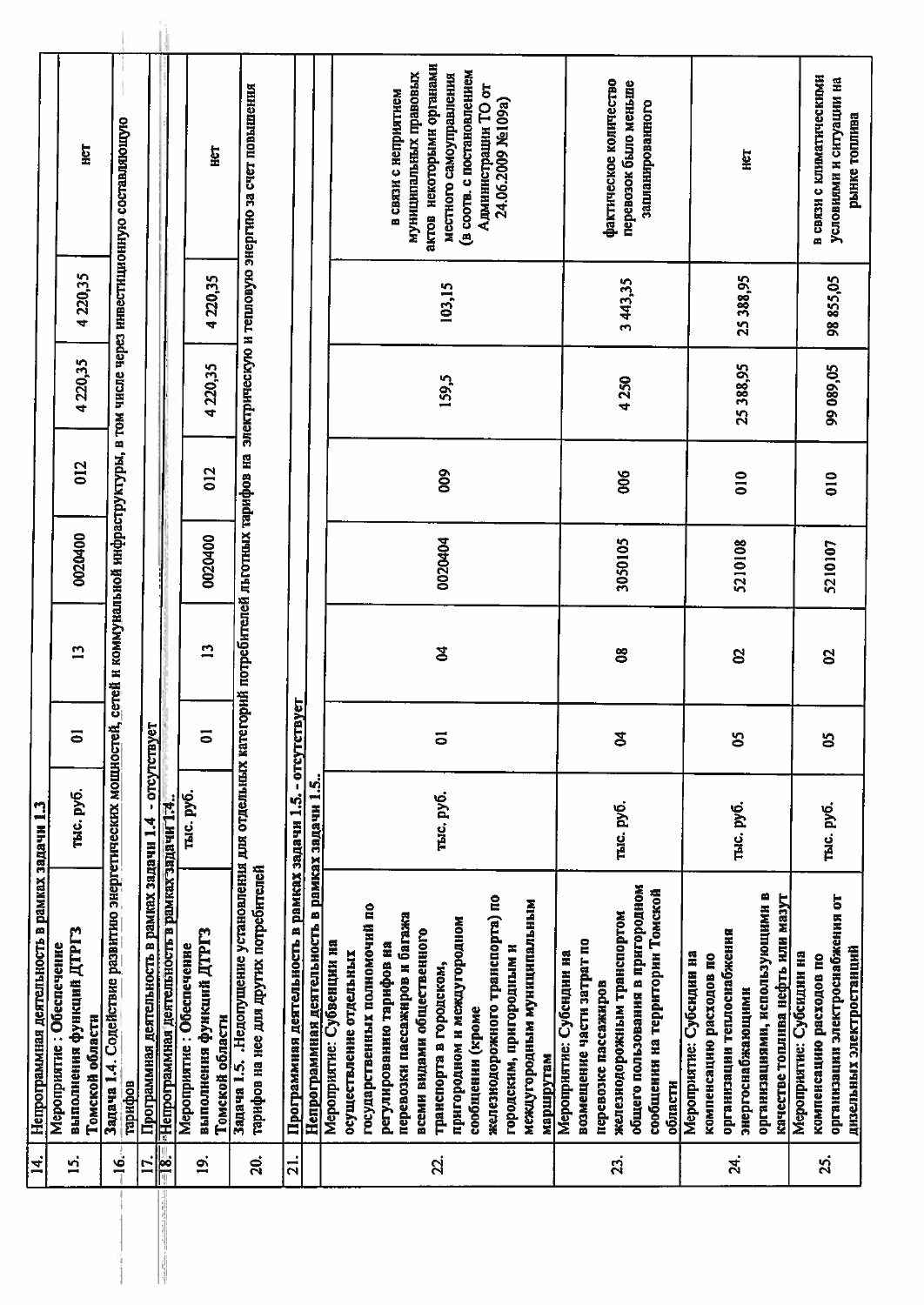| 14. | Непрограммная деятельность в рамках задачи 1.3 | | | | | | | | | |
|---|---|---|---|---|---|---|---|---|---|---|
| 15. | Мероприятие : Обеспечение выполнения функций ДТРГЗ Томской области | тыс. руб. | 01 | 13 | 0020400 | 012 | 4 220,35 | 4 220,35 | | нет |
| 16. | Задача 1.4. Содействие развитию энергетических мощностей, сетей и коммунальной инфраструктуры, в том числе через инвестиционную составляющую тарифов | | | | | | | | | |
| 17. | Программная деятельность в рамках задачи 1.4 - отсутствует | | | | | | | | | |
| 18. | Непрограммная деятельность в рамках задачи 1.4. | | | | | | | | | |
| 19. | Мероприятие : Обеспечение выполнения функций ДТРГЗ Томской области | тыс. руб. | 01 | 13 | 0020400 | 012 | 4 220,35 | 4 220,35 | | нет |
| 20. | Задача 1.5. .Недопущение установления для отдельных категорий потребителей льготных тарифов на электрическую и тепловую энергию за счет повышения тарифов на нее для других потребителей | | | | | | | | | |
| 21. | Программная деятельность в рамках задачи 1.5. - отсутствует | | | | | | | | | |
| | Непрограммная деятельность в рамках задачи 1.5.. | | | | | | | | | |
| 22. | Мероприятие: Субвенции на осуществление отдельных государственных полномочий по регулированию тарифов на перевозки пассажиров и багажа всеми видами общественного транспорта в городском, пригородном и междугородном сообщении (кроме железнодорожного транспорта) по городским, пригородным и междугородным муниципальным маршрутам | тыс. руб. | 01 | 04 | 0020404 | 009 | 159,5 | 103,15 | | в связи с непринятием муниципальных правовых актов некоторыми органами местного самоуправления (в соотв. с постановлением Администрации ТО от 24.06.2009 №109а) |
| 23. | Мероприятие: Субсидии на возмещение части затрат по перевозке пассажиров железнодорожным транспортом общего пользования в пригородном сообщении на территории Томской области | тыс. руб. | 04 | 08 | 3050105 | 006 | 4 250 | 3 443,35 | | фактическое количество перевозок было меньше запланированного |
| 24. | Мероприятие: Субсидии на компенсацию расходов по организации теплоснабжения энергоснабжающими организациями, использующими в качестве топлива нефть или мазут | тыс. руб. | 05 | 02 | 5210108 | 010 | 25 388,95 | 25 388,95 | | нет |
| 25. | Мероприятие: Субсидии на компенсацию расходов по организации электроснабжения от дизельных электростанций | тыс. руб. | 05 | 02 | 5210107 | 010 | 99 089,05 | 98 855,05 | | в связи с климатическими условиями и ситуации на рынке топлива |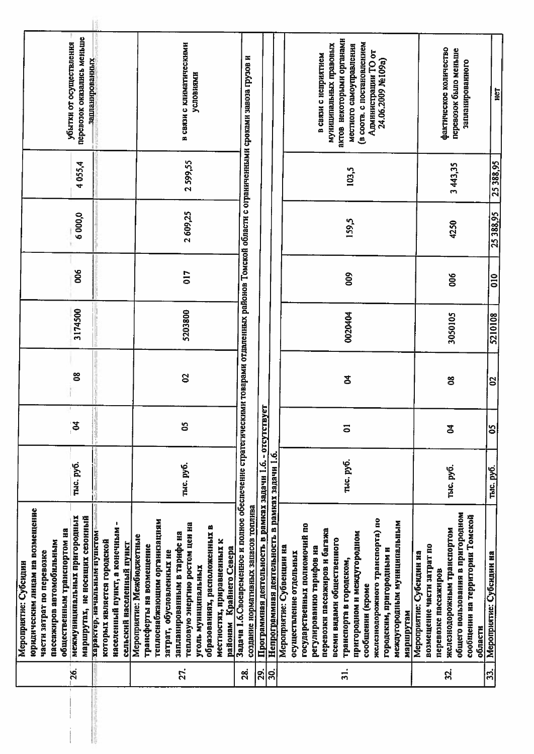| | | | | | | | | | |
|---|---|---|---|---|---|---|---|---|---|
| 26. | Мероприятие: Субсидии юридическим лицам на возмещение части затрат по перевозке пассажиров автомобильным общественным транспортом на межмуниципальных пригородных маршрутах, не носящих сезонный характер, начальным пунктом которых является городской населенный пункт, а конечным - сельский населенный пункт | тыс. руб. | 04 | 08 | 3174500 | 006 | 6 000,0 | 4 055,4 | убытки от осуществления перевозок оказались меньше запланированных |
| 27. | Мероприятие: Межбюджетные трансферты на возмещение теплоснабжающим организациям затрат, обусловленных не запланированным в тарифе на тепловую энергию ростом цен на уголь муниципальных образованиях, расположенных в местностях, приравненных к районам Крайнего Севера | тыс. руб. | 05 | 02 | 5203800 | 017 | 2 609,25 | 2 599,55 | в связи с климатическими условиями |
| 28. | Задача 1.6.Своевременное и полное обеспечение стратегическими товарами отдаленных районов Томской области с ограниченными сроками завоза грузов и создание нормативных запасов топлива | | | | | | | | |
| 29. | Программная деятельность в рамках задачи 1.6. - отсутствует | | | | | | | | |
| 30. | Непрограммная деятельность в рамках задачи 1.6. | | | | | | | | |
| 31. | Мероприятие: Субвенции на осуществление отдельных государственных полномочий по регулированию тарифов на перевозки пассажиров и багажа всеми видами общественного транспорта в городском, пригородном и междугородном сообщении (кроме железнодорожного транспорта) по городским, пригородным и междугородным муниципальным маршрутам | тыс. руб. | 01 | 04 | 0020404 | 009 | 159,5 | 103,5 | в связи с непринятием муниципальных правовых актов некоторыми органами местного самоуправления (в соотв. с постановлением Администрации ТО от 24.06.2009 №109а) |
| 32. | Мероприятие: Субсидии на возмещение части затрат по перевозке пассажиров железнодорожным транспортом общего пользования в пригородном сообщении на территории Томской области | тыс. руб. | 04 | 08 | 3050105 | 006 | 4250 | 3 443,35 | фактическое количество перевозок было меньше запланированного |
| 33. | Мероприятие: Субсидии на | тыс. руб. | 05 | 02 | 5210108 | 010 | 25 388,95 | 25 388,95 | нет |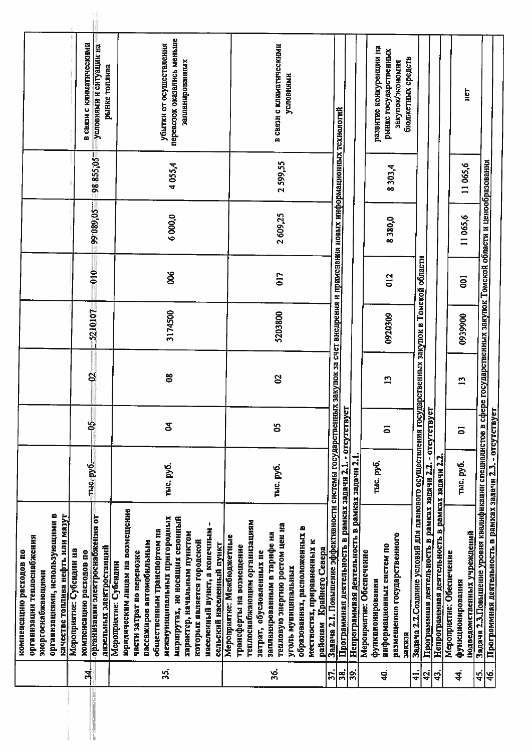| | | | | | | | | | |
|---|---|---|---|---|---|---|---|---|---|
| | компенсацию расходов по организации теплоснабжения энергоснабжающими организациями, использующими в качестве топлива нефть или мазут | | | | | | | | |
| 34 | Мероприятие: Субсидии на компенсацию расходов по организации электроснабжения от дизельных электростанций | тыс. руб. | 05 | 02 | 5210107 | 010 | 99 089,05 | 98 855,05 | в связи с климатическими условиями и ситуацией на рынке топлива |
| 35. | Мероприятие: Субсидии юридическим лицам на возмещение части затрат по перевозке пассажиров автомобильным общественным транспортом на межмуниципальных пригородных маршрутах, не носящих сезонный характер, начальным пунктом которых является городской населенный пункт, а конечным - сельский населенный пункт | тыс. руб. | 04 | 08 | 3174500 | 006 | 6 000,0 | 4 055,4 | убытки от осуществления перевозок оказались меньше запланированных |
| 36. | Мероприятие: Межбюджетные трансферты на возмещение теплоснабжающим организациям затрат, обусловленных не запланированным в тарифе на тепловую энергию ростом цен на уголь муниципальных образованиях, расположенных в местностях, приравненных к районам Крайнего Севера | тыс. руб. | 05 | 02 | 5203800 | 017 | 2 609,25 | 2 599,55 | в связи с климатическими условиями |
| 37. | Задача 2.1. Повышение эффективности системы государственных закупок за счет внедрения и применения новых информационных технологий | | | | | | | | |
| 38. | Программная деятельность в рамках задачи 2.1. - отсутствует | | | | | | | | |
| 39. | Непрограммная деятельность в рамках задачи 2.1. | | | | | | | | |
| 40. | Мероприятие: Обеспечение функционирования информационных систем по размещению государственного заказа | тыс. руб. | 01 | 13 | 0920309 | 012 | 8 380,0 | 8 303,4 | развитие конкуренции на рынке государственных закупок/экономия бюджетных средств |
| 41. | Задача 2.2.Создание условий для планового осуществления государственных закупок в Томской области | | | | | | | | |
| 42. | Программная деятельность в рамках задачи 2.2. - отсутствует | | | | | | | | |
| 43. | Непрограммная деятельность в рамках задачи 2.2. | | | | | | | | |
| 44. | Мероприятие: Обеспечение функционирования подведомственных учреждений | тыс. руб. | 01 | 13 | 0939900 | 001 | 11 065,6 | 11 065,6 | нет |
| 45. | Задача 2.3.Повышение уровня квалификации специалистов в сфере государственных закупок Томской области и ценообразования | | | | | | | | |
| 46. | Программная деятельность в рамках задачи 2.3. - отсутствует | | | | | | | | |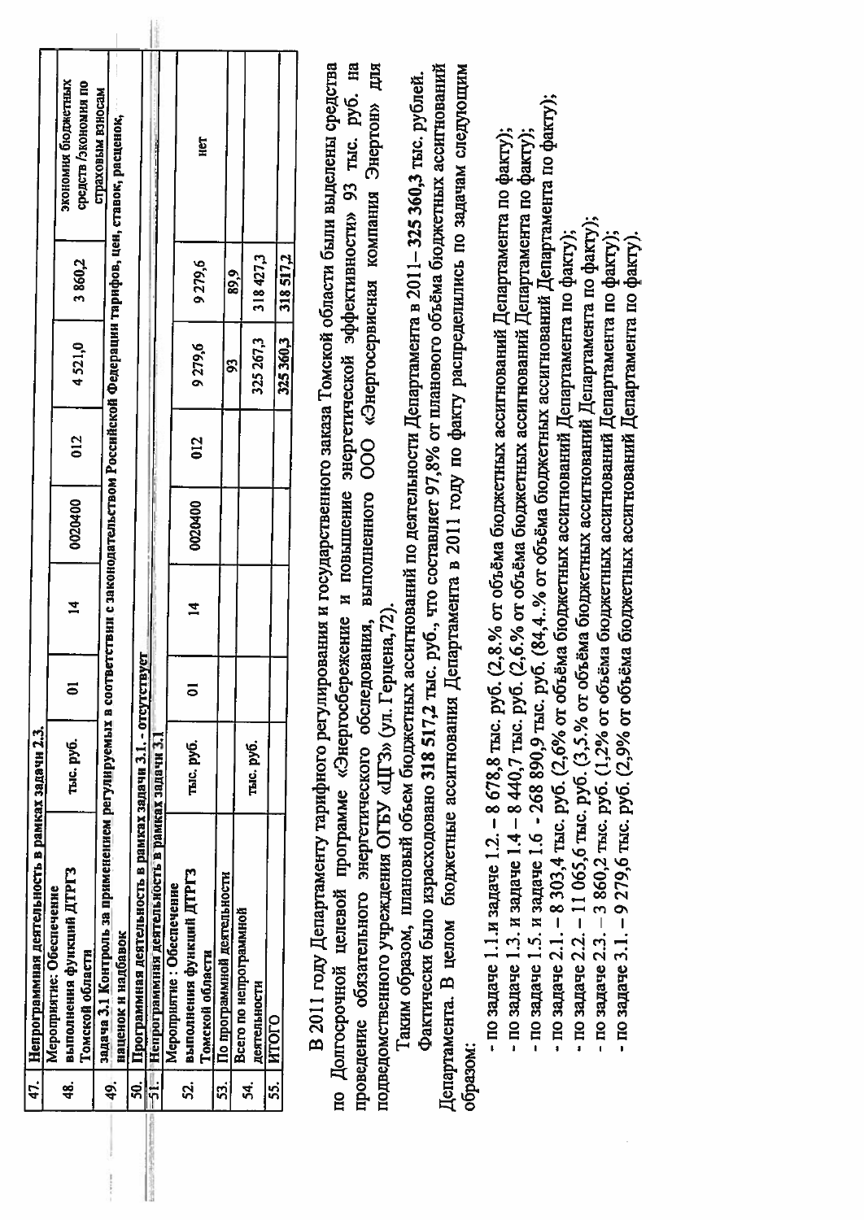| | | | | | | | | | |
|---|---|---|---|---|---|---|---|---|---|
| 47. | Непрограммная деятельность в рамках задачи 2.3. | | | | | | | | |
| 48. | Мероприятие: Обеспечение выполнения функций ДТРГЗ Томской области | тыс. руб. | 01 | 14 | 0020400 | 012 | 4 521,0 | 3 860,2 | экономия бюджетных средств /экономия по страховым взносам |
| 49. | задача 3.1 Контроль за применением регулируемых в соответствии с законодательством Российской Федерации тарифов, цен, ставок, расценок, наценок и надбавок | | | | | | | | |
| 50. | Программная деятельность в рамках задачи 3.1. - отсутствует | | | | | | | | |
| 51. | Непрограммная деятельность в рамках задачи 3.1 | | | | | | | | |
| 52. | Мероприятие : Обеспечение выполнения функций ДТРГЗ Томской области | тыс. руб. | 01 | 14 | 0020400 | 012 | 9 279,6 | 9 279,6 | нет |
| 53. | По программной деятельности | | | | | | 93 | 89,9 | |
| 54. | Всего по непрограммной деятельности | тыс. руб. | | | | | 325 267,3 | 318 427,3 | |
| 55. | ИТОГО | | | | | | 325 360,3 | 318 517,2 | |

В 2011 году Департаменту тарифного регулирования и государственного заказа Томской области были выделены средства по Долгосрочной целевой программе «Энергосбережение и повышение энергетической эффективности» 93 тыс. руб. на проведение обязательного энергетического обследования, выполненного ООО «Энергосервисная компания Энертон» для подведомственного учреждения ОГБУ «ЦГЗ» (ул. Герцена,72).

Таким образом, плановый объем бюджетных ассигнований по деятельности Департамента в 2011– **325 360,3** тыс. рублей.

Фактически было израсходовано **318 517,2** тыс. руб., что составляет 97,8% от планового объёма бюджетных ассигнований Департамента. В целом бюджетные ассигнования Департамента в 2011 году по факту распределились по задачам следующим образом:

- по задаче 1.1.и задаче 1.2. – 8 678,8 тыс. руб. (2,8.% от объёма бюджетных ассигнований Департамента по факту);
- по задаче 1.3. и задаче 1.4 – 8 440,7 тыс. руб. (2,6.% от объёма бюджетных ассигнований Департамента по факту);
- по задаче 1.5. и задаче 1.6 - 268 890,9 тыс. руб. (84,4..% от объёма бюджетных ассигнований Департамента по факту);
- по задаче 2.1. – 8 303,4 тыс. руб. (2,6% от объёма бюджетных ассигнований Департамента по факту);
- по задаче 2.2. – 11 065,6 тыс. руб. (3,5.% от объёма бюджетных ассигнований Департамента по факту);
- по задаче 2.3. – 3 860,2 тыс. руб. (1,2% от объёма бюджетных ассигнований Департамента по факту);
- по задаче 3.1. – 9 279,6 тыс. руб. (2,9% от объёма бюджетных ассигнований Департамента по факту).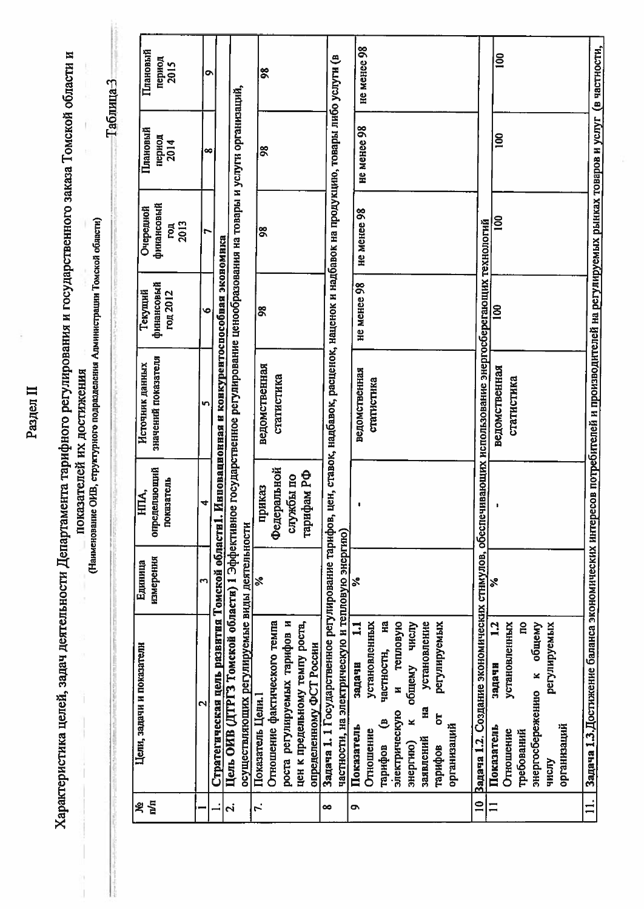## Раздел II

### Характеристика целей, задач деятельности Департамента тарифного регулирования и государственного заказа Томской области и показателей их достижения

(Наименование ОИВ, структурного подразделения Администрации Томской области)

Таблица 3

| № п/п | Цели, задачи и показатели | Единица измерения | НПА, определяющий показатель | Источник данных значений показателя | Текущий финансовый год 2012 | Очередной финансовый год 2013 | Плановый период 2014 | Плановый период 2015 |
|---|---|---|---|---|---|---|---|---|
| 1 | 2 | 3 | 4 | 5 | 6 | 7 | 8 | 9 |
| 1. | **Стратегическая цель развития Томской области1. Инновационная и конкурентоспособная экономика** | | | | | | | |
| 2. | **Цель ОИВ (ДТРГЗ Томской области) 1** Эффективное государственное регулирование ценообразования на товары и услуги организаций, осуществляющих регулируемые виды деятельности | | | | | | | |
| 7. | Показатель Цели.1 Отношение фактического темпа роста регулируемых тарифов и цен к предельному темпу роста, определенному ФСТ России | % | приказ Федеральной службы по тарифам РФ | ведомственная статистика | 98 | 98 | 98 | 98 |
| 8 | **Задача 1.1** Государственное регулирование тарифов, цен, ставок, надбавок, расценок, наценок и надбавок на продукцию, товары либо услуги (в частности, на электрическую и тепловую энергию) | | | | | | | |
| 9 | Показатель задачи 1.1 Отношение установленных тарифов (в частности, на электрическую и тепловую энергию) к общему числу заявлений на установление тарифов от регулируемых организаций | % | - | ведомственная статистика | не менее 98 | не менее 98 | не менее 98 | не менее 98 |
| 10 | **Задача 1.2.** Создание экономических стимулов, обеспечивающих использование энергосберегающих технологий | | | | | | | |
| 11 | Показатель задачи 1.2 Отношение установленных требований по энергосбережению к общему числу регулируемых организаций | % | - | ведомственная статистика | 100 | 100 | 100 | 100 |
| 11. | **Задача 1.3.** Достижение баланса экономических интересов потребителей и производителей на регулируемых рынках товаров и услуг (в частности, | | | | | | | |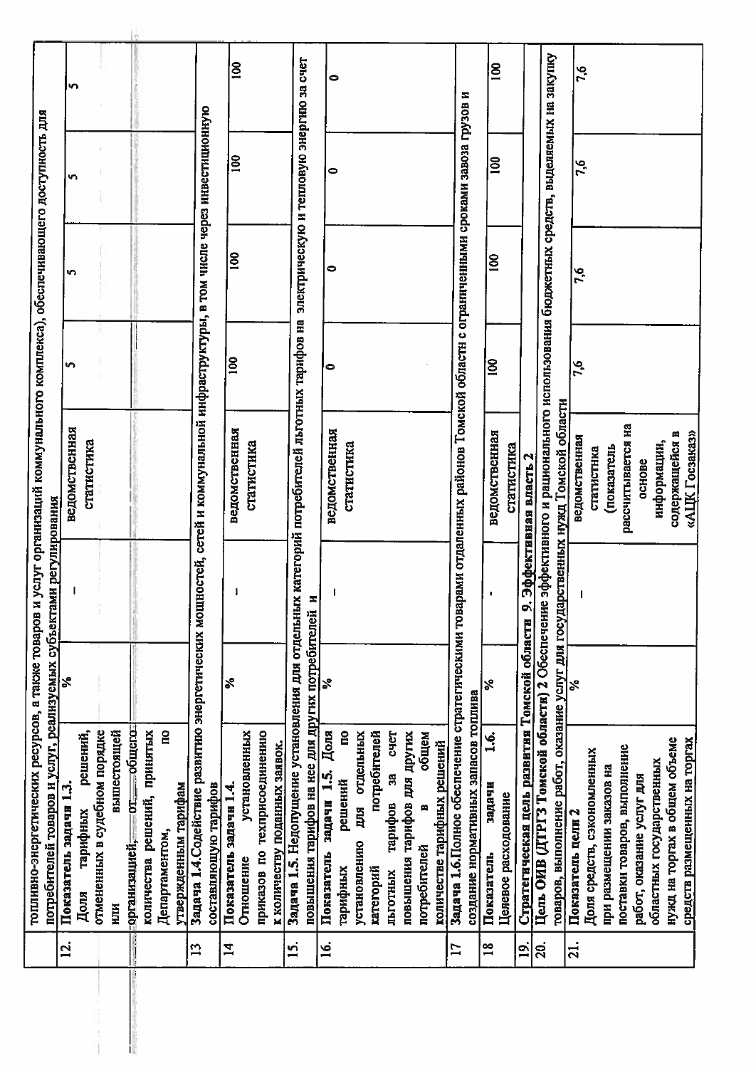| | | | | | | | |
|---|---|---|---|---|---|---|---|
| | топливно-энергетических ресурсов, а также товаров и услуг организаций коммунального комплекса), обеспечивающего доступность для потребителей товаров и услуг, реализуемых субъектами регулирования | | | | | | |
| 12. | Показатель задачи 1.3. Доля тарифных решений, отмененных в судебном порядке или вышестоящей организацией, от общего количества решений, принятых Департаментом, по утвержденным тарифам | % | - | ведомственная статистика | 5 | 5 | 5 | 5 |
| 13 | Задача 1.4.Содействие развитию энергетических мощностей, сетей и коммунальной инфраструктуры, в том числе через инвестиционную составляющую тарифов | | | | | | |
| 14 | Показатель задачи 1.4. Отношение установленных приказов по техприсоединению к количеству поданных заявок. | % | - | ведомственная статистика | 100 | 100 | 100 | 100 |
| 15. | Задача 1.5. Недопущение установления для отдельных категорий потребителей льготных тарифов на электрическую и тепловую энергию за счет повышения тарифов на нее для других потребителей и | | | | | | |
| 16. | Показатель задачи 1.5. Доля тарифных решений по установлению для отдельных категорий потребителей льготных тарифов за счет повышения тарифов для других потребителей в общем количестве тарифных решений | % | - | ведомственная статистика | 0 | 0 | 0 | 0 |
| 17 | Задача 1.6.Полное обеспечение стратегическими товарами отдаленных районов Томской области с ограниченными сроками завоза грузов и создание нормативных запасов топлива | | | | | | |
| 18 | Показатель задачи 1.6. Целевое расходование | % | - | ведомственная статистика | 100 | 100 | 100 | 100 |
| 19. | Стратегическая цель развития Томской области 9. Эффективная власть 2 | | | | | | |
| 20. | Цель ОИВ (ДТРГЗ Томской области) 2 Обеспечение эффективного и рационального использования бюджетных средств, выделяемых на закупку товаров, выполнение работ, оказание услуг для государственных нужд Томской области | | | | | | |
| 21. | Показатель цели 2 Доля средств, сэкономленных при размещении заказов на поставки товаров, выполнение работ, оказание услуг для областных государственных нужд на торгах в общем объеме средств размещенных на торгах | % | - | ведомственная статистика (показатель рассчитывается на основе информации, содержащейся в «АЦК Госзаказ») | 7,6 | 7,6 | 7,6 | 7,6 |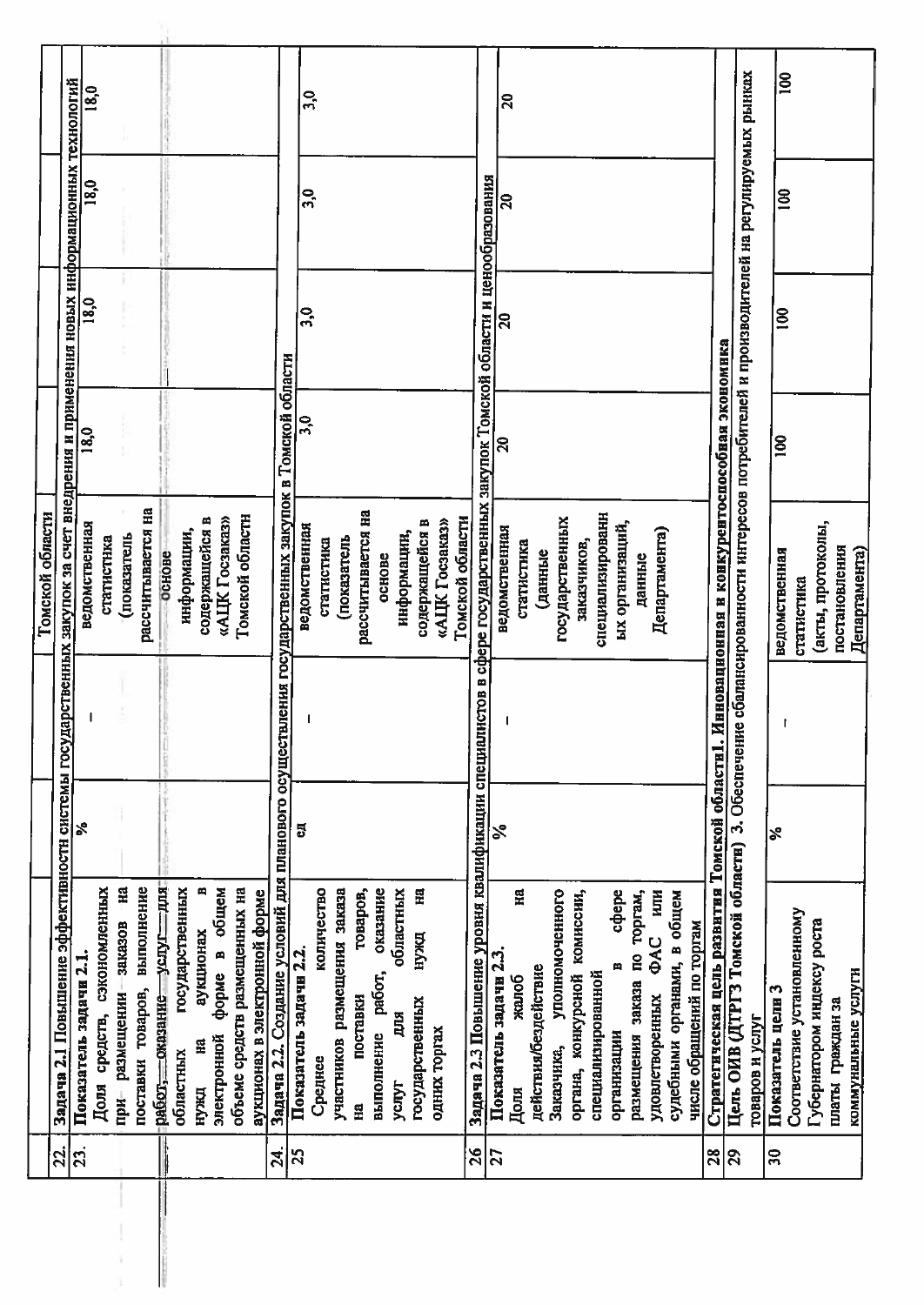| | | | | | | | | |
|---|---|---|---|---|---|---|---|---|
| | | | | Томской области | | | | |
| 22. | Задача 2.1 Повышение эффективности системы государственных закупок за счет внедрения и применения новых информационных технологий | | | | | | | |
| 23. | **Показатель задачи 2.1.** Доля средств, сэкономленных при размещении заказов на поставки товаров, выполнение работ, оказание услуг для областных государственных нужд на аукционах в электронной форме в общем объеме средств размещенных на аукционах в электронной форме | % | – | ведомственная статистика (показатель рассчитывается на основе информации, содержащейся в «АЦК Госзаказ» Томской области | 18,0 | 18,0 | 18,0 | 18,0 |
| 24. | Задача 2.2. Создание условий для планового осуществления государственных закупок в Томской области | | | | | | | |
| 25 | **Показатель задачи 2.2.** Среднее количество участников размещения заказа на поставки товаров, выполнение работ, оказание услуг для областных государственных нужд на одних торгах | ед | – | ведомственная статистика (показатель рассчитывается на основе информации, содержащейся в «АЦК Госзаказ» Томской области | 3,0 | 3,0 | 3,0 | 3,0 |
| 26 | Задача 2.3 Повышение уровня квалификации специалистов в сфере государственных закупок Томской области и ценообразования | | | | | | | |
| 27 | **Показатель задачи 2.3.** Доля жалоб на действия/бездействие Заказчика, уполномоченного органа, конкурсной комиссии, специализированной организации в сфере размещения заказа по торгам, удовлетворенных ФАС или судебными органами, в общем числе обращений по торгам | % | – | ведомственная статистика (данные государственных заказчиков, специализированных организаций, данные Департамента) | 20 | 20 | 20 | 20 |
| 28 | **Стратегическая цель развития Томской области1. Инновационная и конкурентоспособная экономика** | | | | | | | |
| 29 | **Цель ОИВ (ДТРГЗ Томской области)** 3. Обеспечение сбалансированности интересов потребителей и производителей на регулируемых рынках товаров и услуг | | | | | | | |
| 30 | **Показатель цели 3** Соответствие установленному Губернатором индексу роста платы граждан за коммунальные услуги | % | – | ведомственная статистика (акты, протоколы, постановления Департамента) | 100 | 100 | 100 | 100 |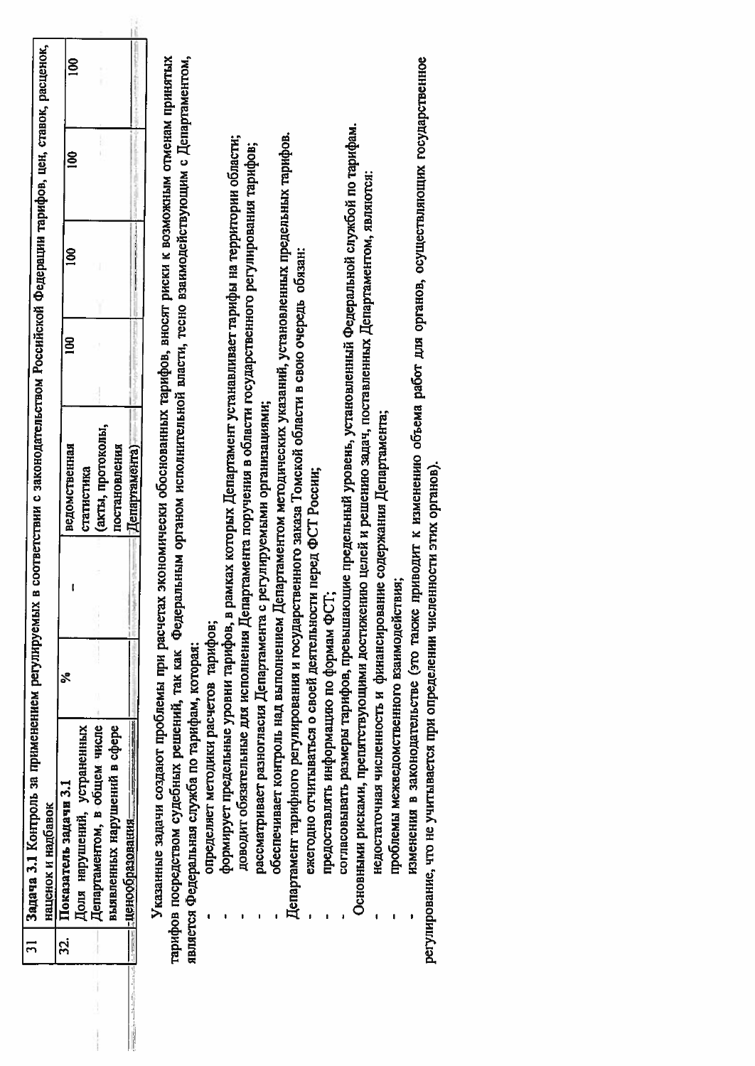| 31 | Задача 3.1 Контроль за применением регулируемых в соответствии с законодательством Российской Федерации тарифов, цен, ставок, расценок, наценок и надбавок | | | | | | |
|---|---|---|---|---|---|---|---|
| 32. | Показатель задачи 3.1 Доля нарушений, устраненных Департаментом, в общем числе выявленных нарушений в сфере ценообразования | % | - | ведомственная статистика (акты, протоколы, постановления Департамента) | 100 | 100 | 100 | 100 |

Указанные задачи создают проблемы при расчетах экономически обоснованных тарифов, вносят риски к возможным отменам принятых тарифов посредством судебных решений, так как Федеральным органом исполнительной власти, тесно взаимодействующим с Департаментом, является Федеральная служба по тарифам, которая:

- определяет методики расчетов тарифов;
- формирует предельные уровни тарифов, в рамках которых Департамент устанавливает тарифы на территории области;
- доводит обязательные для исполнения Департамента поручения в области государственного регулирования тарифов;
- рассматривает разногласия Департамента с регулируемыми организациями;
- обеспечивает контроль над выполнением Департаментом методических указаний, установленных предельных тарифов.

Департамент тарифного регулирования и государственного заказа Томской области в свою очередь обязан:

- ежегодно отчитываться о своей деятельности перед ФСТ России;
- предоставлять информацию по формам ФСТ;
- согласовывать размеры тарифов, превышающие предельный уровень, установленный Федеральной службой по тарифам.

Основными рисками, препятствующими достижению целей и решению задач, поставленных Департаментом, являются:

- недостаточная численность и финансирование содержания Департамента;
- проблемы межведомственного взаимодействия;
- изменения в законодательстве (это также приводит к изменению объема работ для органов, осуществляющих государственное регулирование, что не учитывается при определении численности этих органов).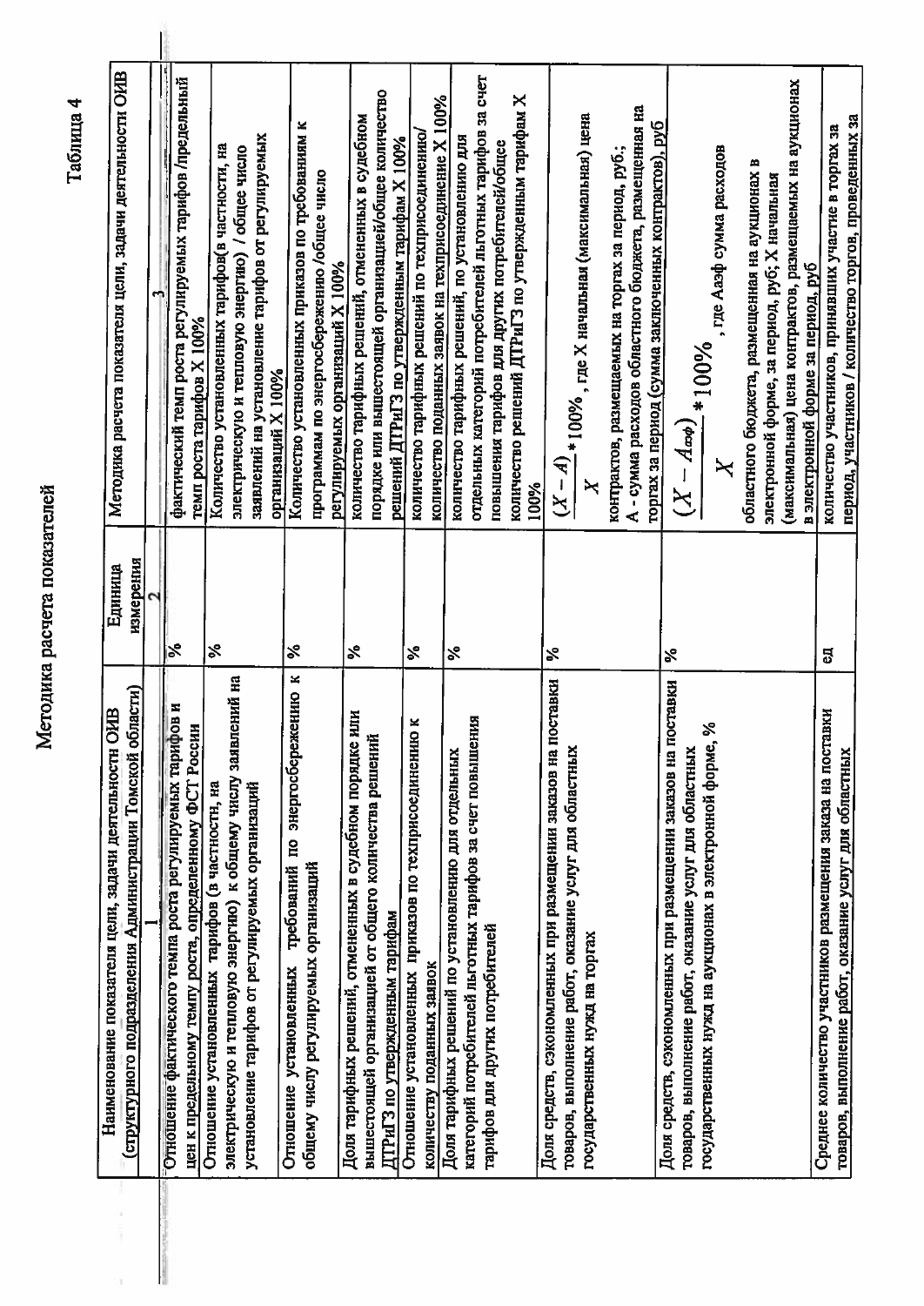Таблица 4

## Методика расчета показателей

| Наименование показателя цели, задачи деятельности ОИВ (структурного подразделения Администрации Томской области) | Единица измерения | Методика расчета показателя цели, задачи деятельности ОИВ |
|---|---|---|
| 1 | 2 | 3 |
| Отношение фактического темпа роста регулируемых тарифов и цен к предельному темпу роста, определенному ФСТ России | % | фактический темп роста регулируемых тарифов /предельный темп роста тарифов Х 100% |
| Отношение установленных тарифов (в частности, на электрическую и тепловую энергию) к общему числу заявлений на установление тарифов от регулируемых организаций | % | Количество установленных тарифов(в частности, на электрическую и тепловую энергию) / общее число заявлений на установление тарифов от регулируемых организаций Х 100% |
| Отношение установленных требований по энергосбережению к общему числу регулируемых организаций | % | Количество установленных приказов по требованиям к программам по энергосбережению /общее число регулируемых организаций Х 100% |
| Доля тарифных решений, отмененных в судебном порядке или вышестоящей организацией от общего количества решений ДТРиГЗ по утвержденным тарифам | % | количество тарифных решений, отмененных в судебном порядке или вышестоящей организацией/общее количество решений ДТРиГЗ по утвержденным тарифам Х 100% |
| Отношение установленных приказов по техприсоединению к количеству поданных заявок | % | количество тарифных решений по техприсоединению/ количество поданных заявок на техприсоединение Х 100% |
| Доля тарифных решений по установлению для отдельных категорий потребителей льготных тарифов за счет повышения тарифов для других потребителей | % | количество тарифных решений, по установлению для отдельных категорий потребителей льготных тарифов за счет повышения тарифов для других потребителей/общее количество решений ДТРиГЗ по утвержденным тарифам Х 100% |
| Доля средств, сэкономленных при размещении заказов на поставки товаров, выполнение работ, оказание услуг для областных государственных нужд на торгах | % | $\frac{(X-A)}{X}*100\%$, где Х начальная (максимальная) цена контрактов, размещаемых на торгах за период, руб.; А - сумма расходов областного бюджета, размещенная на торгах за период (сумма заключенных контрактов), руб |
| Доля средств, сэкономленных при размещении заказов на поставки товаров, выполнение работ, оказание услуг для областных государственных нужд на аукционах в электронной форме, % | % | $\frac{(X-A_{аэф})}{X}*100\%$, где Аaэф сумма расходов областного бюджета, размещенная на аукционах в электронной форме, за период, руб; Х начальная (максимальная) цена контрактов, размещаемых на аукционах в электронной форме за период, руб |
| Среднее количество участников размещения заказа на поставки товаров, выполнение работ, оказание услуг для областных | ед | количество участников, принявших участие в торгах за период, участников / количество торгов, проведенных за |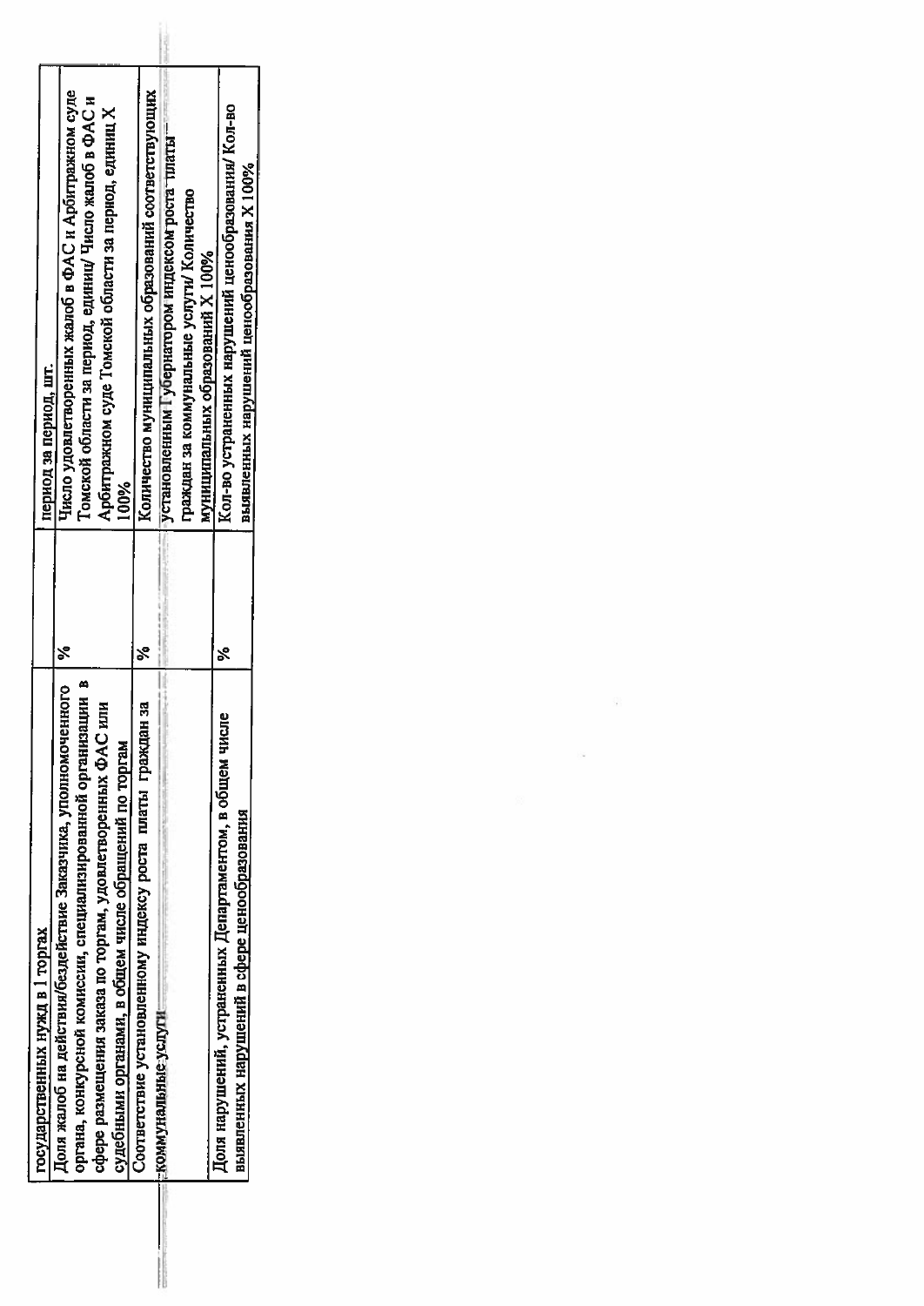| | | |
|---|---|---|
| государственных нужд в 1 торгах | | период за период, шт. |
| Доля жалоб на действия/бездействие Заказчика, уполномоченного органа, конкурсной комиссии, специализированной организации в сфере размещения заказа по торгам, удовлетворенных ФАС или судебными органами, в общем числе обращений по торгам | % | Число удовлетворенных жалоб в ФАС и Арбитражном суде Томской области за период, единиц/ Число жалоб в ФАС и Арбитражном суде Томской области за период, единиц Х 100% |
| Соответствие установленному индексу роста платы граждан за коммунальные услуги | % | Количество муниципальных образований соответствующих установленным Губернатором индексом роста платы граждан за коммунальные услуги/ Количество муниципальных образований Х 100% |
| Доля нарушений, устраненных Департаментом, в общем числе выявленных нарушений в сфере ценообразования | % | Кол-во устраненных нарушений ценообразования/ Кол-во выявленных нарушений ценообразования Х 100% |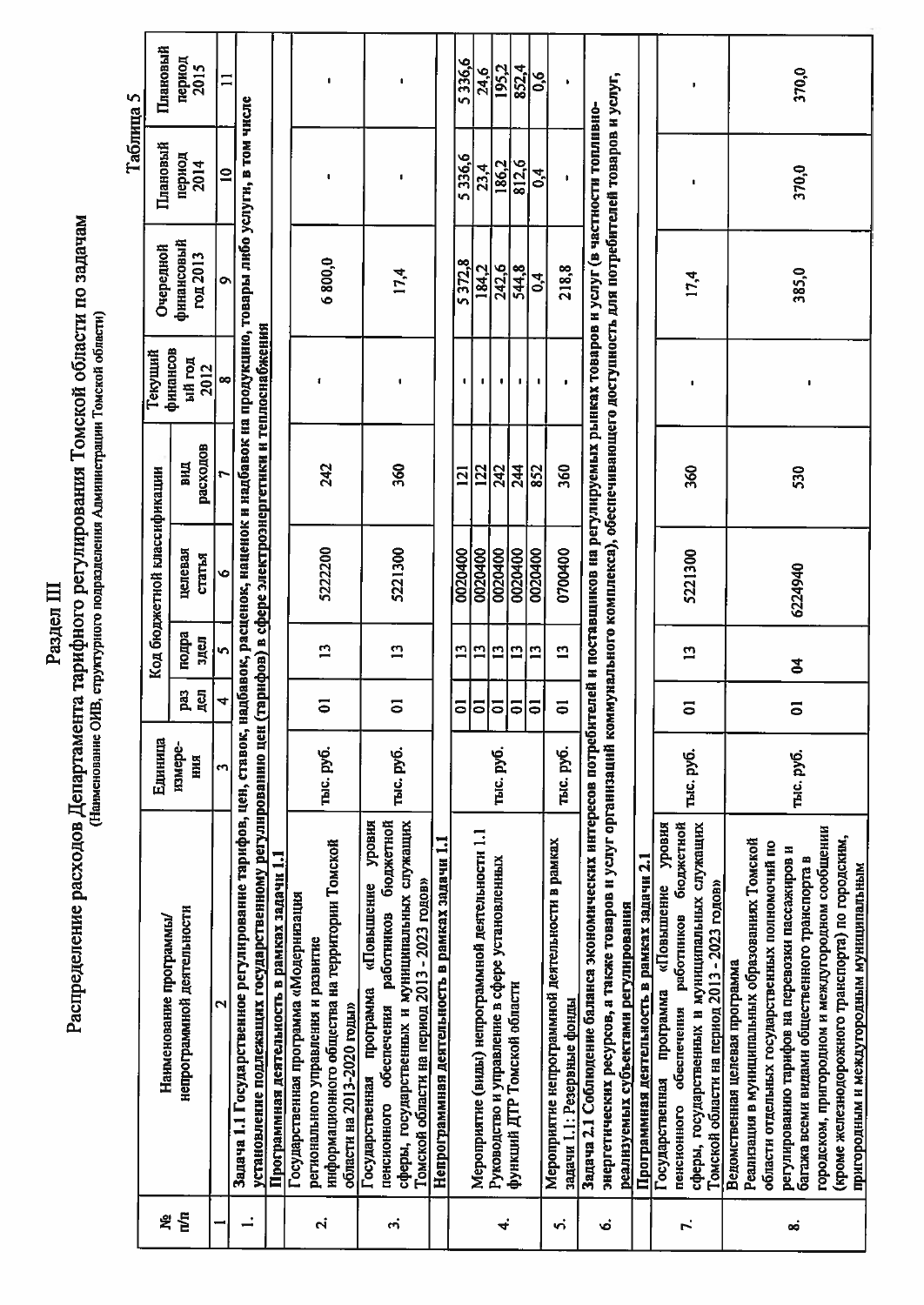Таблица 5

## Раздел III

## Распределение расходов Департамента тарифного регулирования Томской области по задачам

(Наименование ОИВ, структурного подразделения Администрации Томской области)

| № п/п | Наименование программы/ непрограммной деятельности | Единица измерения | Код бюджетной классификации | | | | Текущий финансовый год 2012 | Очередной финансовый год 2013 | Плановый период 2014 | Плановый период 2015 |
|---|---|---|---|---|---|---|---|---|---|---|
| | | | раздел | подраздел | целевая статья | вид расходов | | | | |
| 1 | 2 | 3 | 4 | 5 | 6 | 7 | 8 | 9 | 10 | 11 |
| 1. | **Задача 1.1 Государственное регулирование тарифов, цен, ставок, надбавок, расценок, наценок и надбавок на продукцию, товары либо услуги, в том числе установление подлежащих государственному регулированию цен (тарифов) в сфере электроэнергетики и теплоснабжения** | | | | | | | | | |
| | **Программная деятельность в рамках задачи 1.1** | | | | | | | | | |
| 2. | Государственная программа «Модернизация регионального управления и развитие информационного общества на территории Томской области на 2013-2020 годы» | тыс. руб. | 01 | 13 | 5222200 | 242 | - | 6 800,0 | - | - |
| 3. | Государственная программа «Повышение уровня пенсионного обеспечения работников бюджетной сферы, государственных и муниципальных служащих Томской области на период 2013 - 2023 годов» | тыс. руб. | 01 | 13 | 5221300 | 360 | - | 17,4 | - | - |
| | **Непрограммная деятельность в рамках задачи 1.1** | | | | | | | | | |
| 4. | Мероприятие (виды) непрограммной деятельности 1.1 | тыс. руб. | 01 | 13 | 0020400 | 121 | - | 5 372,8 | 5 336,6 | 5 336,6 |
| | Руководство и управление в сфере установленных функций ДТР Томской области | | 01 | 13 | 0020400 | 122 | - | 184,2 | 23,4 | 24,6 |
| | | | 01 | 13 | 0020400 | 242 | - | 242,6 | 186,2 | 195,2 |
| | | | 01 | 13 | 0020400 | 244 | - | 544,8 | 812,6 | 852,4 |
| | | | 01 | 13 | 0020400 | 852 | - | 0,4 | 0,4 | 0,6 |
| 5. | Мероприятие непрограммной деятельности в рамках задачи 1.1: Резервные фонды | тыс. руб. | 01 | 13 | 0700400 | 360 | - | 218,8 | - | - |
| 6. | **Задача 2.1 Соблюдение баланса экономических интересов потребителей и поставщиков на регулируемых рынках товаров и услуг (в частности топливно-энергетических ресурсов, а также товаров и услуг организаций коммунального комплекса), обеспечивающего доступность для потребителей товаров и услуг, реализуемых субъектами регулирования** | | | | | | | | | |
| | **Программная деятельность в рамках задачи 2.1** | | | | | | | | | |
| 7. | Государственная программа «Повышение уровня пенсионного обеспечения работников бюджетной сферы, государственных и муниципальных служащих Томской области на период 2013 - 2023 годов» | тыс. руб. | 01 | 13 | 5221300 | 360 | - | 17,4 | - | - |
| 8. | Ведомственная целевая программа Реализация в муниципальных образованиях Томской области отдельных государственных полномочий по регулированию тарифов на перевозки пассажиров и багажа всеми видами общественного транспорта в городском, пригородном и междугородном сообщении (кроме железнодорожного транспорта) по городским, пригородным и междугородным муниципальным | тыс. руб. | 01 | 04 | 6224940 | 530 | - | 385,0 | 370,0 | 370,0 |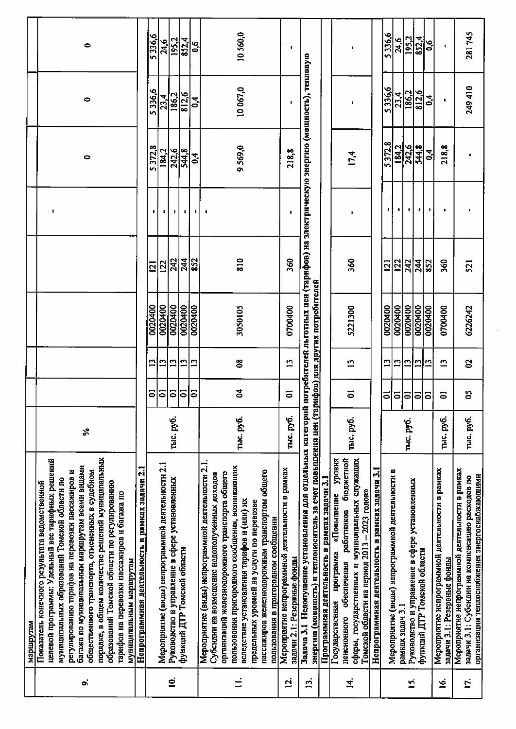| | | | | | | | | | | |
|---|---|---|---|---|---|---|---|---|---|---|
| | маршрутам | | | | | | | | | |
| 9. | Показатель конечного результата ведомственной целевой программы: Удельный вес тарифных решений муниципальных образований Томской области по регулированию тарифов на перевозки пассажиров и багажа по муниципальным маршрутам всеми видами общественного транспорта, отмененных в судебном порядке, в общем количестве решений муниципальных образований Томской области по регулированию тарифов на перевозки пассажиров и багажа по муниципальным маршрутам | % | | | | | - | 0 | 0 | 0 |
| | **Непрограммная деятельность в рамках задачи 2.1** | | | | | | | | | |
| 10. | Мероприятие (виды) непрограммной деятельности 2.1 Руководство и управление в сфере установленных функций ДТР Томской области | тыс. руб. | 01 | 13 | 0020400 | 121 | - | 5 372,8 | 5 336,6 | 5 336,6 |
| | | | 01 | 13 | 0020400 | 122 | - | 184,2 | 23,4 | 24,6 |
| | | | 01 | 13 | 0020400 | 242 | - | 242,6 | 186,2 | 195,2 |
| | | | 01 | 13 | 0020400 | 244 | - | 544,8 | 812,6 | 852,4 |
| | | | 01 | 13 | 0020400 | 852 | - | 0,4 | 0,4 | 0,6 |
| 11. | Мероприятие (виды) непрограммной деятельности 2.1. Субсидии на возмещение недополученных доходов организаций железнодорожного транспорта общего пользования пригородного сообщения, возникающих вследствие установления тарифов и (или) их предельных уровней на услуги по перевозке пассажиров железнодорожным транспортом общего пользования в пригородном сообщении | тыс. руб. | 04 | 08 | 3050105 | 810 | - | 9 569,0 | 10 067,0 | 10 560,0 |
| 12. | Мероприятие непрограммной деятельности в рамках задачи 2.1: Резервные фонды | тыс. руб. | 01 | 13 | 0700400 | 360 | - | 218,8 | - | - |
| 13. | Задача 3.1 Недопущение установления для отдельных категорий потребителей льготных цен (тарифов) на электрическую энергию (мощность), тепловую энергию (мощность) и теплоноситель за счет повышения цен (тарифов) для других потребителей | | | | | | | | | |
| | **Программная деятельность в рамках задачи 3.1** | | | | | | | | | |
| 14. | Государственная программа «Повышение уровня пенсионного обеспечения работников бюджетной сферы, государственных и муниципальных служащих Томской области на период 2013 – 2023 годов» | тыс. руб. | 01 | 13 | 5221300 | 360 | - | 17,4 | - | - |
| | **Непрограммная деятельность в рамках задачи 3.1** | | | | | | | | | |
| 15. | Мероприятие (виды) непрограммной деятельности в рамках задач 3.1 Руководство и управление в сфере установленных функций ДТР Томской области | тыс. руб. | 01 | 13 | 0020400 | 121 | - | 5 372,8 | 5 336,6 | 5 336,6 |
| | | | 01 | 13 | 0020400 | 122 | - | 184,2 | 23,4 | 24,6 |
| | | | 01 | 13 | 0020400 | 242 | - | 242,6 | 186,2 | 195,2 |
| | | | 01 | 13 | 0020400 | 244 | - | 544,8 | 812,6 | 852,4 |
| | | | 01 | 13 | 0020400 | 852 | - | 0,4 | 0,4 | 0,6 |
| 16. | Мероприятие непрограммной деятельности в рамках задачи 3.1: Резервные фонды | тыс. руб. | 01 | 13 | 0700400 | 360 | - | 218,8 | - | - |
| 17. | Мероприятие непрограммной деятельности в рамках задачи 3.1: Субсидии на компенсацию расходов по организации теплоснабжения энергоснабжающими | тыс. руб. | 05 | 02 | 6226242 | 521 | - | - | 249 410 | 281 745 |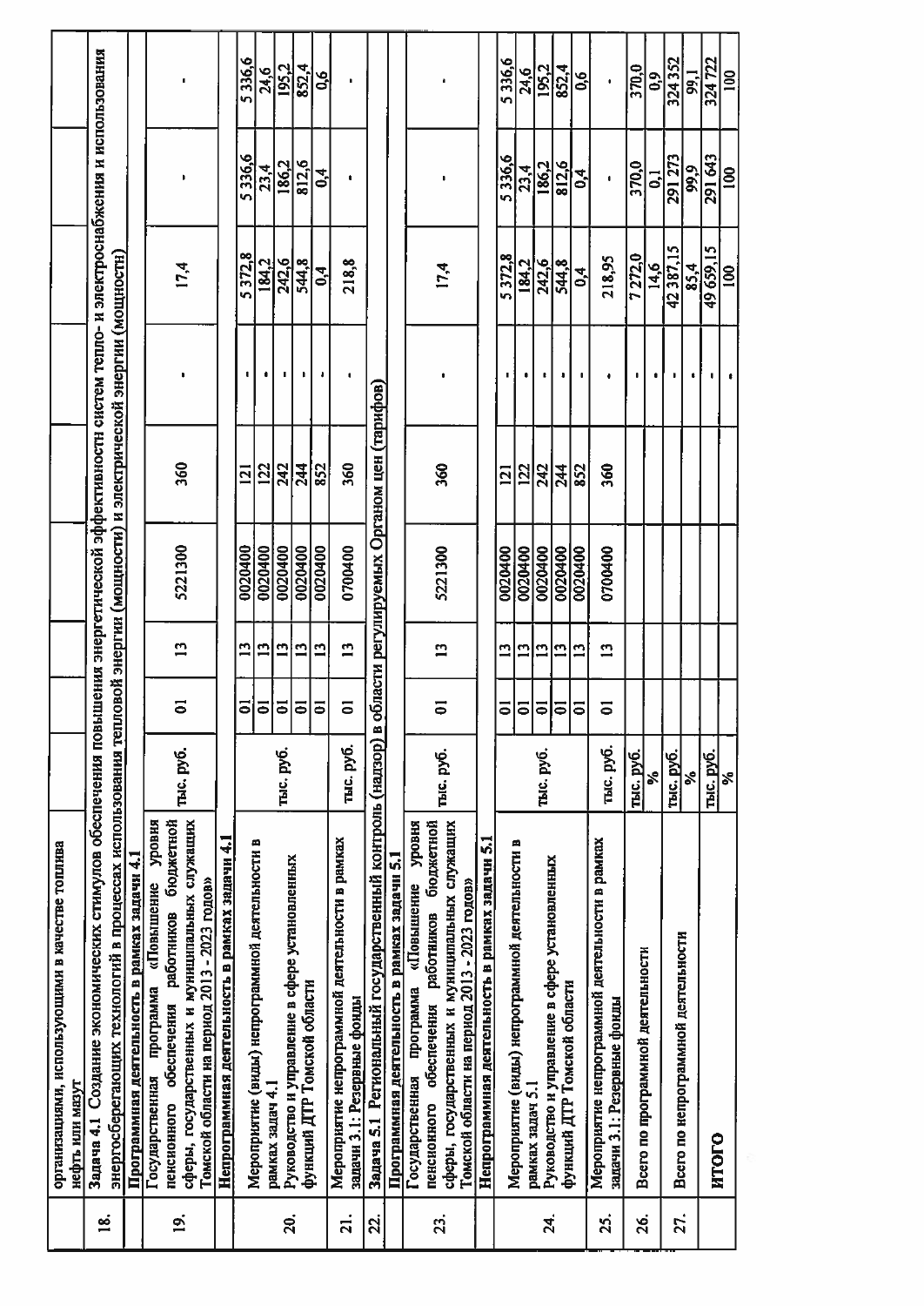| | | | | | | | | | | |
|---|---|---|---|---|---|---|---|---|---|---|
| | организациями, использующими в качестве топлива нефть или мазут | | | | | | | | | |
| 18. | Задача 4.1 Создание экономических стимулов обеспечения повышения энергетической эффективности систем тепло- и электроснабжения и использования энергосберегающих технологий в процессах использования тепловой энергии (мощности) и электрической энергии (мощности) | | | | | | | | | |
| | **Программная деятельность в рамках задачи 4.1** | | | | | | | | | |
| 19. | Государственная программа «Повышение уровня пенсионного обеспечения работников бюджетной сферы, государственных и муниципальных служащих Томской области на период 2013 - 2023 годов» | тыс. руб. | 01 | 13 | 5221300 | 360 | - | 17,4 | - | - |
| | **Непрограммная деятельность в рамках задачи 4.1** | | | | | | | | | |
| 20. | Мероприятие (виды) непрограммной деятельности в рамках задач 4.1 Руководство и управление в сфере установленных функций ДТР Томской области | тыс. руб. | 01 | 13 | 0020400 | 121 | - | 5 372,8 | 5 336,6 | 5 336,6 |
| | | | 01 | 13 | 0020400 | 122 | - | 184,2 | 23,4 | 24,6 |
| | | | 01 | 13 | 0020400 | 242 | - | 242,6 | 186,2 | 195,2 |
| | | | 01 | 13 | 0020400 | 244 | - | 544,8 | 812,6 | 852,4 |
| | | | 01 | 13 | 0020400 | 852 | - | 0,4 | 0,4 | 0,6 |
| 21. | Мероприятие непрограммной деятельности в рамках задачи 3.1: Резервные фонды | тыс. руб. | 01 | 13 | 0700400 | 360 | - | 218,8 | - | - |
| 22. | Задача 5.1 Региональный государственный контроль (надзор) в области регулируемых Органом цен (тарифов) | | | | | | | | | |
| | **Программная деятельность в рамках задачи 5.1** | | | | | | | | | |
| 23. | Государственная программа «Повышение уровня пенсионного обеспечения работников бюджетной сферы, государственных и муниципальных служащих Томской области на период 2013 - 2023 годов» | тыс. руб. | 01 | 13 | 5221300 | 360 | - | 17,4 | - | - |
| | **Непрограммная деятельность в рамках задачи 5.1** | | | | | | | | | |
| 24. | Мероприятие (виды) непрограммной деятельности в рамках задач 5.1 Руководство и управление в сфере установленных функций ДТР Томской области | тыс. руб. | 01 | 13 | 0020400 | 121 | - | 5 372,8 | 5 336,6 | 5 336,6 |
| | | | 01 | 13 | 0020400 | 122 | - | 184,2 | 23,4 | 24,6 |
| | | | 01 | 13 | 0020400 | 242 | - | 242,6 | 186,2 | 195,2 |
| | | | 01 | 13 | 0020400 | 244 | - | 544,8 | 812,6 | 852,4 |
| | | | 01 | 13 | 0020400 | 852 | - | 0,4 | 0,4 | 0,6 |
| 25. | Мероприятие непрограммной деятельности в рамках задачи 3.1: Резервные фонды | тыс. руб. | 01 | 13 | 0700400 | 360 | - | 218,95 | - | - |
| 26. | Всего по программной деятельности | тыс. руб. | | | | | - | 7 272,0 | 370,0 | 370,0 |
| | | % | | | | | - | 14,6 | 0,1 | 0,9 |
| 27. | Всего по непрограммной деятельности | тыс. руб. | | | | | - | 42 387,15 | 291 273 | 324 352 |
| | | % | | | | | - | 85,4 | 99,9 | 99,1 |
| | **ИТОГО** | тыс. руб. | | | | | - | 49 659,15 | 291 643 | 324 722 |
| | | % | | | | | - | 100 | 100 | 100 |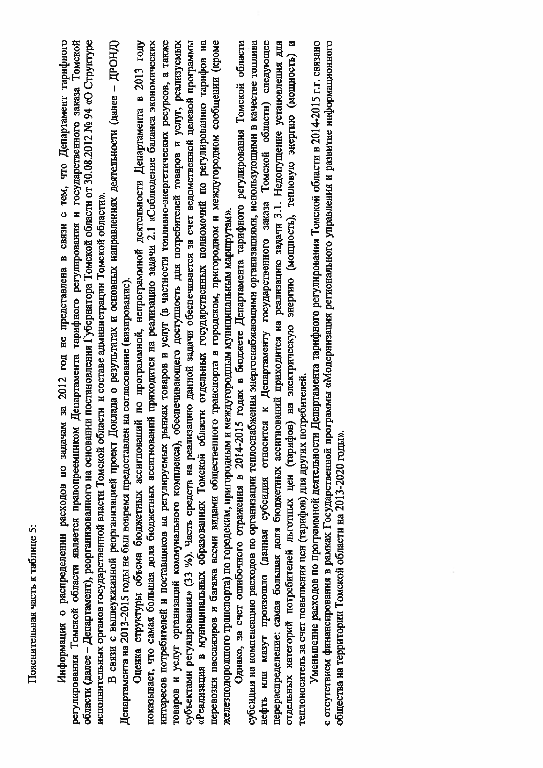Пояснительная часть к таблице 5:

Информация о распределении расходов по задачам за 2012 год не представлена в связи с тем, что Департамент тарифного регулирования Томской области является правопреемником Департамента тарифного регулирования и государственного заказа Томской области (далее – Департамент), реорганизованного на основании постановления Губернатора Томской области от 30.08.2012 № 94 «О Структуре исполнительных органов государственной власти Томской области и составе администрации Томской области».

В связи с вышеуказанной реорганизацией проект Доклада о результатах и основных направлениях деятельности (далее – ДРОНД) Департамента на 2013-2015 годы не был вовремя предоставлен на согласование (визирование).

Оценка структуры объема бюджетных ассигнований по программной, непрограммной деятельности Департамента в 2013 году показывает, что самая большая доля бюджетных ассигнований приходится на реализацию задачи 2.1 «Соблюдение баланса экономических интересов потребителей и поставщиков на регулируемых рынках товаров и услуг (в частности топливно-энергетических ресурсов, а также товаров и услуг организаций коммунального комплекса), обеспечивающего доступность для потребителей товаров и услуг, реализуемых субъектами регулирования» (33 %). Часть средств на реализацию данной задачи обеспечивается за счет ведомственной целевой программы «Реализация в муниципальных образованиях Томской области отдельных государственных полномочий по регулированию тарифов на перевозки пассажиров и багажа всеми видами общественного транспорта в городском, пригородном и междугородном сообщении (кроме железнодорожного транспорта) по городским, пригородным и междугородным муниципальным маршрутам».

Однако, за счет ошибочного отражения в 2014-2015 годах в бюджете Департамента тарифного регулирования Томской области субсидии на компенсацию расходов по организации теплоснабжения энергоснабжающими организациями, использующими в качестве топлива нефть или мазут произошло (данная субсидия относится к Департаменту государственного заказа Томской области) следующее перераспределение: самая большая доля бюджетных ассигнований приходится на реализацию задачи 3.1. Недопущение установления для отдельных категорий потребителей льготных цен (тарифов) на электрическую энергию (мощность), тепловую энергию (мощность) и теплоноситель за счет повышения цен (тарифов) для других потребителей.

Уменьшение расходов по программной деятельности Департамента тарифного регулирования Томской области в 2014-2015 г.г. связано с отсутствием финансирования в рамках Государственной программы «Модернизация регионального управления и развитие информационного общества на территории Томской области на 2013-2020 годы».